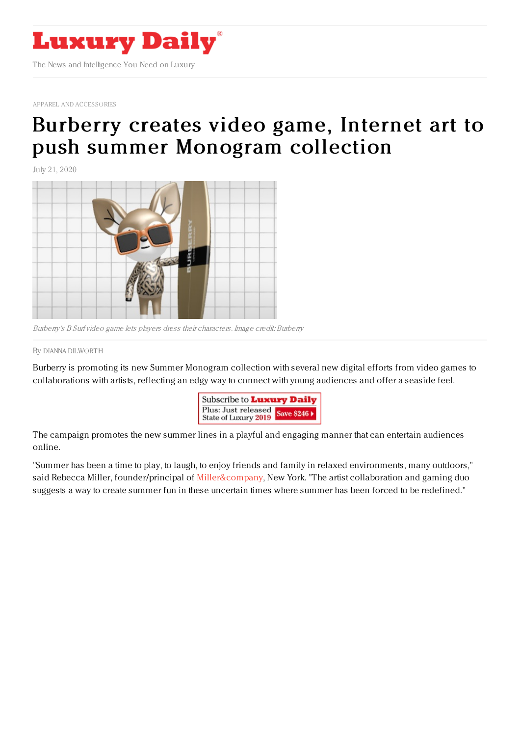# Luxury Daily

The News and Intelligence You Need on Luxury

APPAREL AND ACCESSORIES

# Burberry creates video game, Internet art to push summer Monogram collection

July 21, 2020

*Burberry's B Surf video game lets players dress their characters. Image credit: Burberry*

By DIANNA DILWORTH

Burberry is promoting its new Summer Monogram collection with several new digital efforts from video games to collaborations with artists, reflecting an edgy way to connect with young audiences and offer a seaside feel.

The campaign promotes the new summer lines in a playful and engaging manner that can entertain audiences online.

"Summer has been a time to play, to laugh, to enjoy friends and family in relaxed environments, many outdoors," said Rebecca Miller, founder/principal of Miller&company, New York. "The artist collaboration and gaming duo suggests a way to create summer fun in these uncertain times where summer has been forced to be redefined."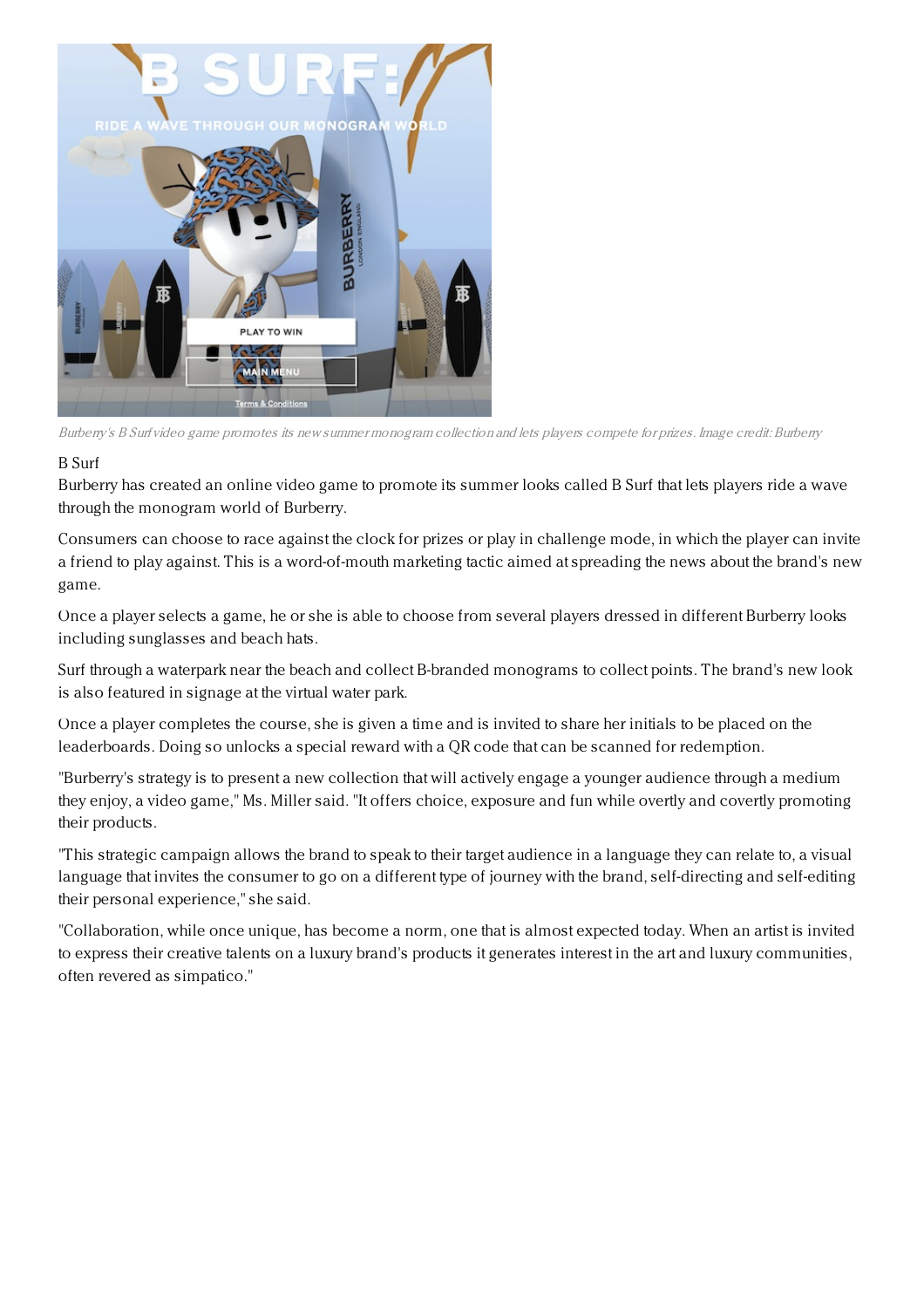*Burberry's B Surf video game promotes its new summer monogram collection and lets players compete for prizes. Image credit: Burberry*

B Surf

Burberry has created an online video game to promote its summer looks called B Surf that lets players ride a wave through the monogram world of Burberry.

Consumers can choose to race against the clock for prizes or play in challenge mode, in which the player can invite a friend to play against. This is a word-of-mouth marketing tactic aimed at spreading the news about the brand's new game.

Once a player selects a game, he or she is able to choose from several players dressed in different Burberry looks including sunglasses and beach hats.

Surf through a waterpark near the beach and collect B-branded monograms to collect points. The brand's new look is also featured in signage at the virtual water park.

Once a player completes the course, she is given a time and is invited to share her initials to be placed on the leaderboards. Doing so unlocks a special reward with a QR code that can be scanned for redemption.

"Burberry's strategy is to present a new collection that will actively engage a younger audience through a medium they enjoy, a video game," Ms. Miller said. "It offers choice, exposure and fun while overtly and covertly promoting their products.

"This strategic campaign allows the brand to speak to their target audience in a language they can relate to, a visual language that invites the consumer to go on a different type of journey with the brand, self-directing and self-editing their personal experience," she said.

"Collaboration, while once unique, has become a norm, one that is almost expected today. When an artist is invited to express their creative talents on a luxury brand's products it generates interest in the art and luxury communities, often revered as simpatico."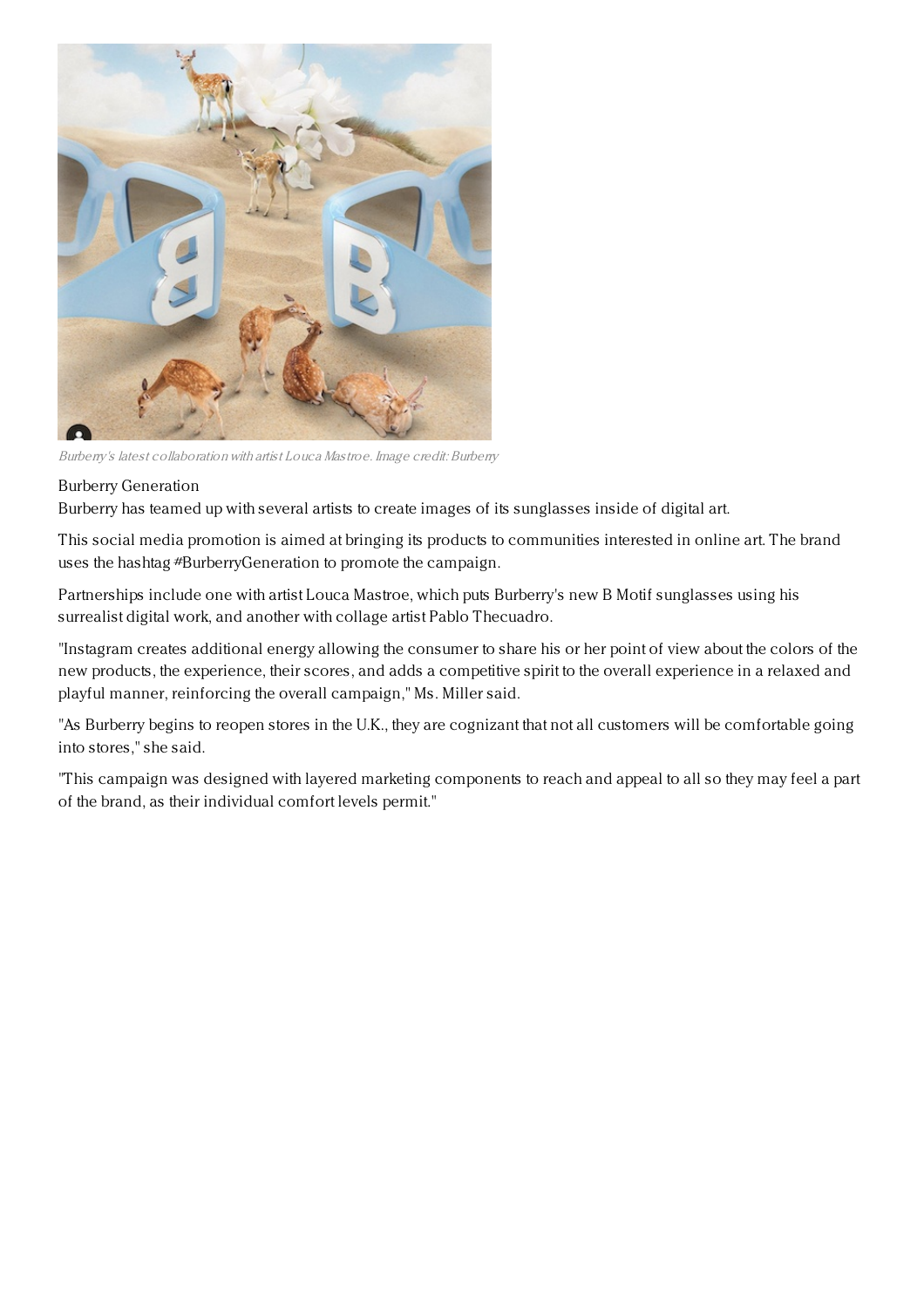*Burberry's latest collaboration with artist Louca Mastroe. Image credit: Burberry*

Burberry Generation

Burberry has teamed up with several artists to create images of its sunglasses inside of digital art.

This social media promotion is aimed at bringing its products to communities interested in online art. The brand uses the hashtag #BurberryGeneration to promote the campaign.

Partnerships include one with artist Louca Mastroe, which puts Burberry's new B Motif sunglasses using his surrealist digital work, and another with collage artist Pablo Thecuadro.

"Instagram creates additional energy allowing the consumer to share his or her point of view about the colors of the new products, the experience, their scores, and adds a competitive spirit to the overall experience in a relaxed and playful manner, reinforcing the overall campaign," Ms. Miller said.

"As Burberry begins to reopen stores in the U.K., they are cognizant that not all customers will be comfortable going into stores," she said.

"This campaign was designed with layered marketing components to reach and appeal to all so they may feel a part of the brand, as their individual comfort levels permit."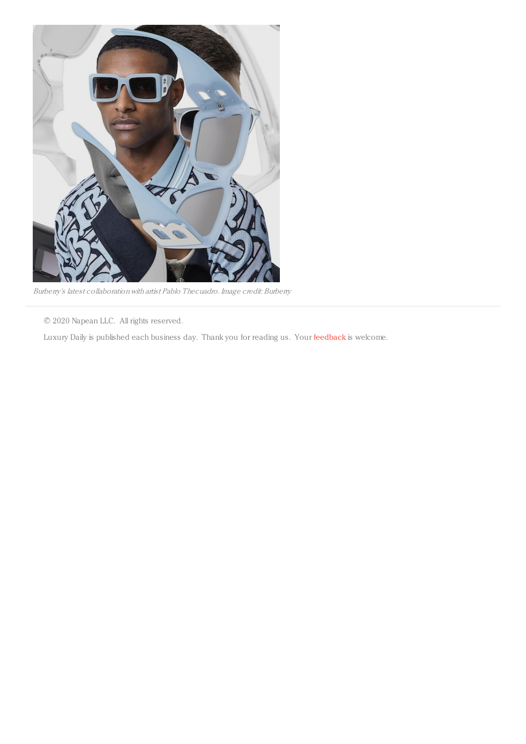*Burberry's latest collaboration with artist Pablo Thecuadro. Image credit: Burberry*

© 2020 Napean LLC. All rights reserved.

Luxury Daily is published each business day. Thank you for reading us. Your feedback is welcome.